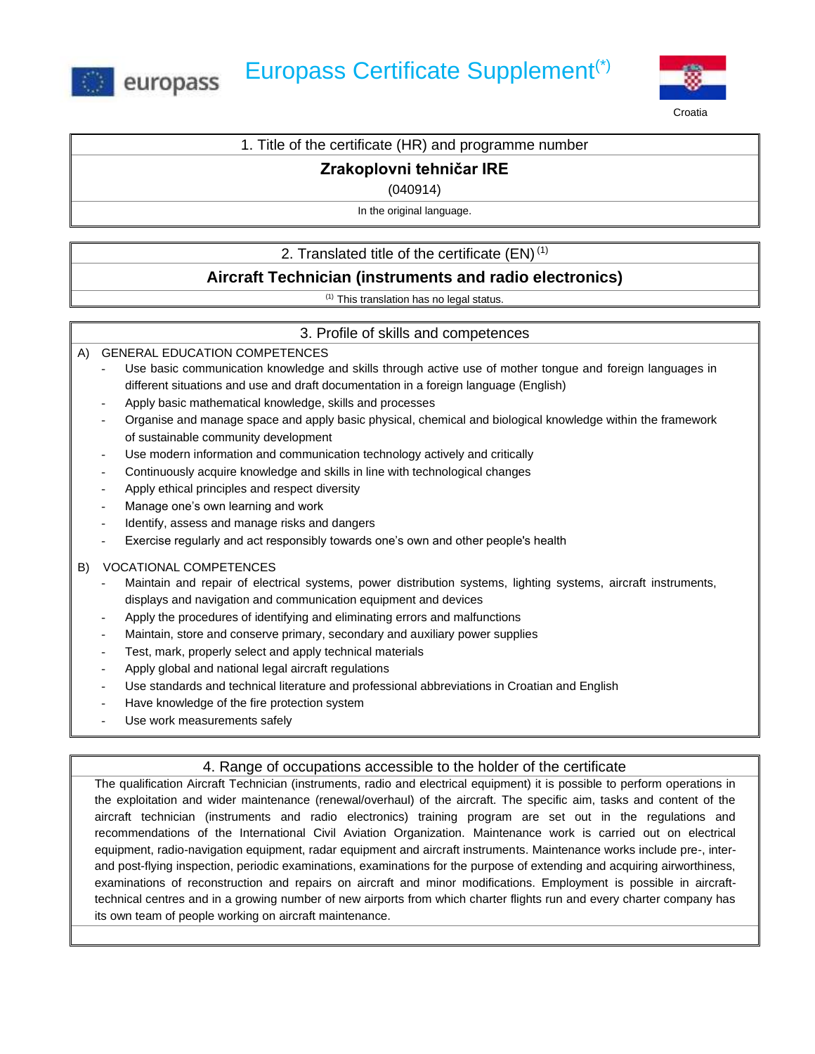# Europass Certificate Supplement(*)

Croatia

## 1. Title of the certificate (HR) and programme number

**Zrakoplovni tehničar IRE**

(040914)

In the original language.

## 2. Translated title of the certificate (EN) (1)

**Aircraft Technician (instruments and radio electronics)**

(1) This translation has no legal status.

## 3. Profile of skills and competences

A) GENERAL EDUCATION COMPETENCES

- Use basic communication knowledge and skills through active use of mother tongue and foreign languages in different situations and use and draft documentation in a foreign language (English)
- Apply basic mathematical knowledge, skills and processes
- Organise and manage space and apply basic physical, chemical and biological knowledge within the framework of sustainable community development
- Use modern information and communication technology actively and critically
- Continuously acquire knowledge and skills in line with technological changes
- Apply ethical principles and respect diversity
- Manage one's own learning and work
- Identify, assess and manage risks and dangers
- Exercise regularly and act responsibly towards one's own and other people's health

B) VOCATIONAL COMPETENCES

- Maintain and repair of electrical systems, power distribution systems, lighting systems, aircraft instruments, displays and navigation and communication equipment and devices
- Apply the procedures of identifying and eliminating errors and malfunctions
- Maintain, store and conserve primary, secondary and auxiliary power supplies
- Test, mark, properly select and apply technical materials
- Apply global and national legal aircraft regulations
- Use standards and technical literature and professional abbreviations in Croatian and English
- Have knowledge of the fire protection system
- Use work measurements safely

## 4. Range of occupations accessible to the holder of the certificate

The qualification Aircraft Technician (instruments, radio and electrical equipment) it is possible to perform operations in the exploitation and wider maintenance (renewal/overhaul) of the aircraft. The specific aim, tasks and content of the aircraft technician (instruments and radio electronics) training program are set out in the regulations and recommendations of the International Civil Aviation Organization. Maintenance work is carried out on electrical equipment, radio-navigation equipment, radar equipment and aircraft instruments. Maintenance works include pre-, inter- and post-flying inspection, periodic examinations, examinations for the purpose of extending and acquiring airworthiness, examinations of reconstruction and repairs on aircraft and minor modifications. Employment is possible in aircraft-technical centres and in a growing number of new airports from which charter flights run and every charter company has its own team of people working on aircraft maintenance.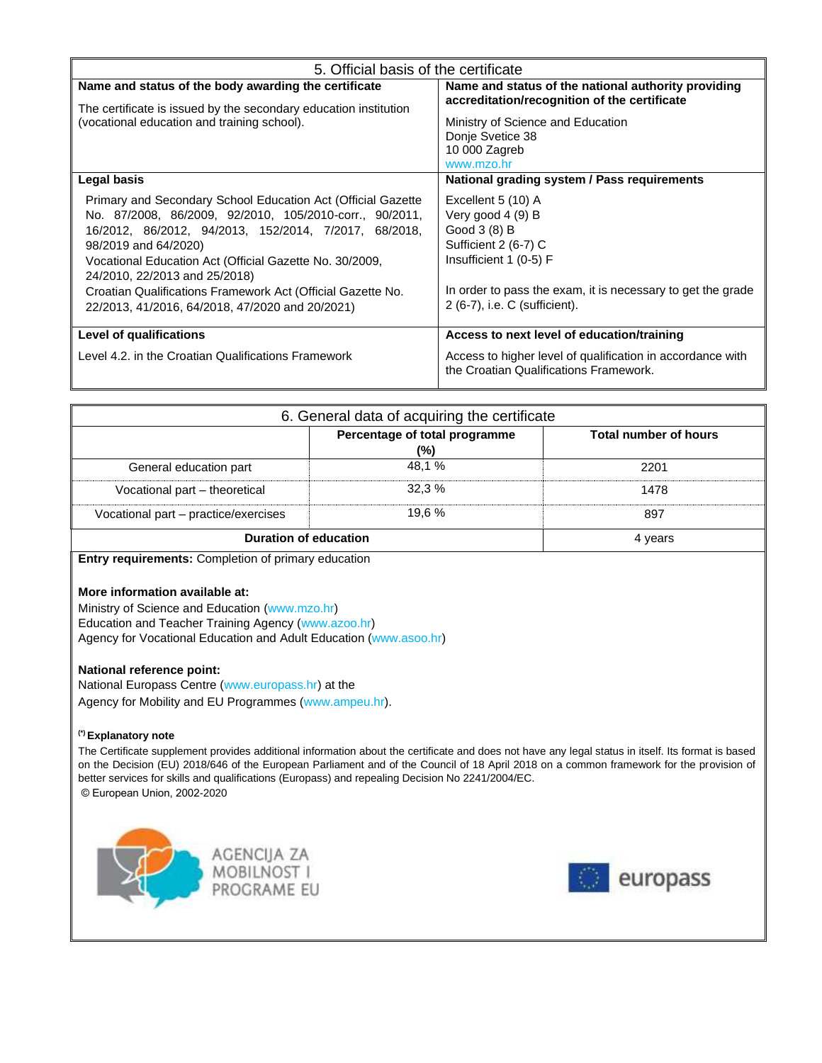## 5. Official basis of the certificate

| **Name and status of the body awarding the certificate** | **Name and status of the national authority providing accreditation/recognition of the certificate** |
|---|---|
| The certificate is issued by the secondary education institution (vocational education and training school). | Ministry of Science and Education<br>Donje Svetice 38<br>10 000 Zagreb<br>www.mzo.hr |
| **Legal basis** | **National grading system / Pass requirements** |
| Primary and Secondary School Education Act (Official Gazette No. 87/2008, 86/2009, 92/2010, 105/2010-corr., 90/2011, 16/2012, 86/2012, 94/2013, 152/2014, 7/2017, 68/2018, 98/2019 and 64/2020)<br>Vocational Education Act (Official Gazette No. 30/2009, 24/2010, 22/2013 and 25/2018)<br>Croatian Qualifications Framework Act (Official Gazette No. 22/2013, 41/2016, 64/2018, 47/2020 and 20/2021) | Excellent 5 (10) A<br>Very good 4 (9) B<br>Good 3 (8) B<br>Sufficient 2 (6-7) C<br>Insufficient 1 (0-5) F<br><br>In order to pass the exam, it is necessary to get the grade 2 (6-7), i.e. C (sufficient). |
| **Level of qualifications** | **Access to next level of education/training** |
| Level 4.2. in the Croatian Qualifications Framework | Access to higher level of qualification in accordance with the Croatian Qualifications Framework. |

## 6. General data of acquiring the certificate

| | **Percentage of total programme (%)** | **Total number of hours** |
|---|---|---|
| General education part | 48,1 % | 2201 |
| Vocational part – theoretical | 32,3 % | 1478 |
| Vocational part – practice/exercises | 19,6 % | 897 |
| **Duration of education** | | 4 years |

**Entry requirements:** Completion of primary education

**More information available at:**
Ministry of Science and Education (www.mzo.hr)
Education and Teacher Training Agency (www.azoo.hr)
Agency for Vocational Education and Adult Education (www.asoo.hr)

**National reference point:**
National Europass Centre (www.europass.hr) at the
Agency for Mobility and EU Programmes (www.ampeu.hr).

**(*) Explanatory note**

The Certificate supplement provides additional information about the certificate and does not have any legal status in itself. Its format is based on the Decision (EU) 2018/646 of the European Parliament and of the Council of 18 April 2018 on a common framework for the provision of better services for skills and qualifications (Europass) and repealing Decision No 2241/2004/EC.

© European Union, 2002-2020

AGENCIJA ZA MOBILNOST I PROGRAME EU

europass